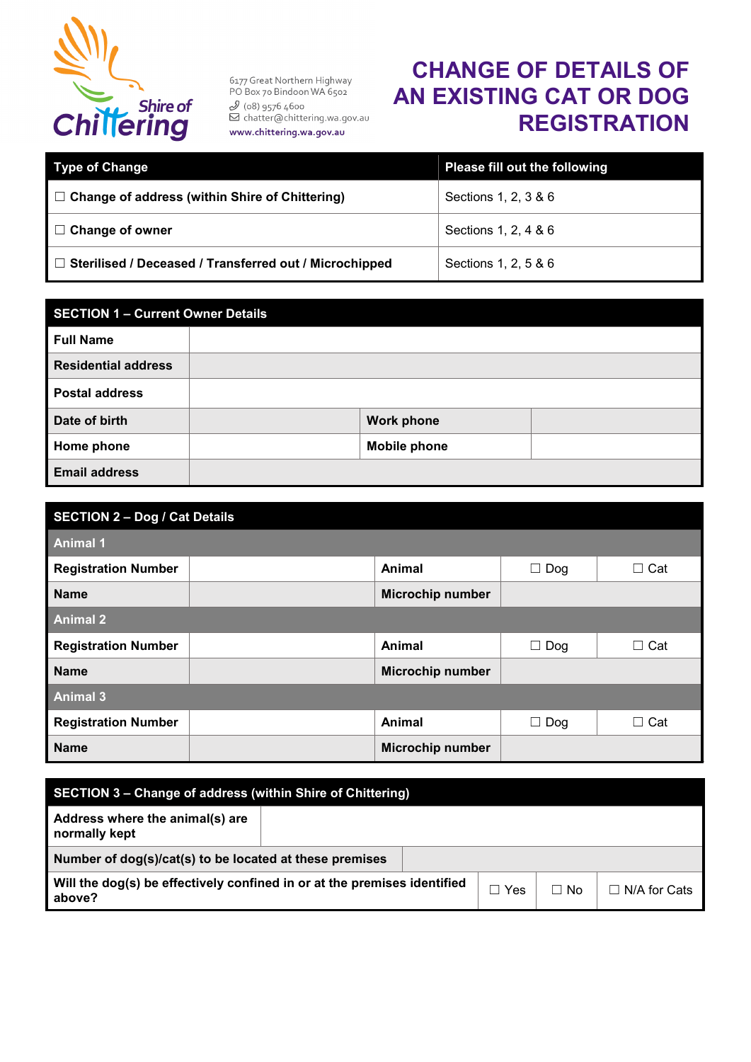Shire of Chittering

6177 Great Northern Highway
PO Box 70 Bindoon WA 6502
(08) 9576 4600
chatter@chittering.wa.gov.au
www.chittering.wa.gov.au

# CHANGE OF DETAILS OF AN EXISTING CAT OR DOG REGISTRATION

| Type of Change | Please fill out the following |
|---|---|
| ☐ **Change of address (within Shire of Chittering)** | Sections 1, 2, 3 & 6 |
| ☐ **Change of owner** | Sections 1, 2, 4 & 6 |
| ☐ **Sterilised / Deceased / Transferred out / Microchipped** | Sections 1, 2, 5 & 6 |

| SECTION 1 – Current Owner Details | | | |
|---|---|---|---|
| **Full Name** | | | |
| **Residential address** | | | |
| **Postal address** | | | |
| **Date of birth** | | **Work phone** | |
| **Home phone** | | **Mobile phone** | |
| **Email address** | | | |

| SECTION 2 – Dog / Cat Details | | | | |
|---|---|---|---|---|
| **Animal 1** | | | | |
| **Registration Number** | | **Animal** | ☐ Dog | ☐ Cat |
| **Name** | | **Microchip number** | | |
| **Animal 2** | | | | |
| **Registration Number** | | **Animal** | ☐ Dog | ☐ Cat |
| **Name** | | **Microchip number** | | |
| **Animal 3** | | | | |
| **Registration Number** | | **Animal** | ☐ Dog | ☐ Cat |
| **Name** | | **Microchip number** | | |

| SECTION 3 – Change of address (within Shire of Chittering) | | | |
|---|---|---|---|
| **Address where the animal(s) are normally kept** | | | |
| **Number of dog(s)/cat(s) to be located at these premises** | | | |
| **Will the dog(s) be effectively confined in or at the premises identified above?** | ☐ Yes | ☐ No | ☐ N/A for Cats |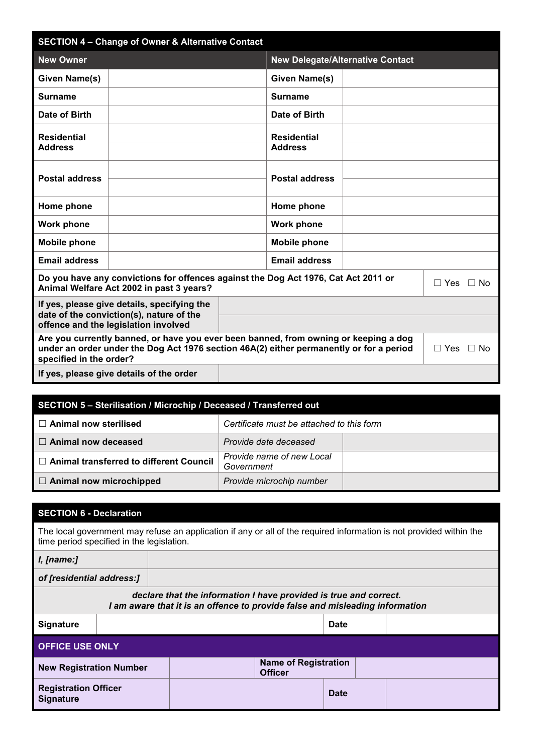## SECTION 4 – Change of Owner & Alternative Contact

| **New Owner** | | **New Delegate/Alternative Contact** | |
|---|---|---|---|
| **Given Name(s)** | | **Given Name(s)** | |
| **Surname** | | **Surname** | |
| **Date of Birth** | | **Date of Birth** | |
| **Residential Address** | | **Residential Address** | |
| **Postal address** | | **Postal address** | |
| **Home phone** | | **Home phone** | |
| **Work phone** | | **Work phone** | |
| **Mobile phone** | | **Mobile phone** | |
| **Email address** | | **Email address** | |

| | |
|---|---|
| **Do you have any convictions for offences against the Dog Act 1976, Cat Act 2011 or Animal Welfare Act 2002 in past 3 years?** | ☐ Yes ☐ No |
| **If yes, please give details, specifying the date of the conviction(s), nature of the offence and the legislation involved** | |
| **Are you currently banned, or have you ever been banned, from owning or keeping a dog under an order under the Dog Act 1976 section 46A(2) either permanently or for a period specified in the order?** | ☐ Yes ☐ No |
| **If yes, please give details of the order** | |

## SECTION 5 – Sterilisation / Microchip / Deceased / Transferred out

| | | |
|---|---|---|
| ☐ **Animal now sterilised** | *Certificate must be attached to this form* | |
| ☐ **Animal now deceased** | *Provide date deceased* | |
| ☐ **Animal transferred to different Council** | *Provide name of new Local Government* | |
| ☐ **Animal now microchipped** | *Provide microchip number* | |

## SECTION 6 - Declaration

The local government may refuse an application if any or all of the required information is not provided within the time period specified in the legislation.

| | |
|---|---|
| ***I, [name:]*** | |
| ***of [residential address:]*** | |

***declare that the information I have provided is true and correct.***
***I am aware that it is an offence to provide false and misleading information***

| | | | |
|---|---|---|---|
| **Signature** | | **Date** | |

## OFFICE USE ONLY

| | | | |
|---|---|---|---|
| **New Registration Number** | | **Name of Registration Officer** | |
| **Registration Officer Signature** | | **Date** | |